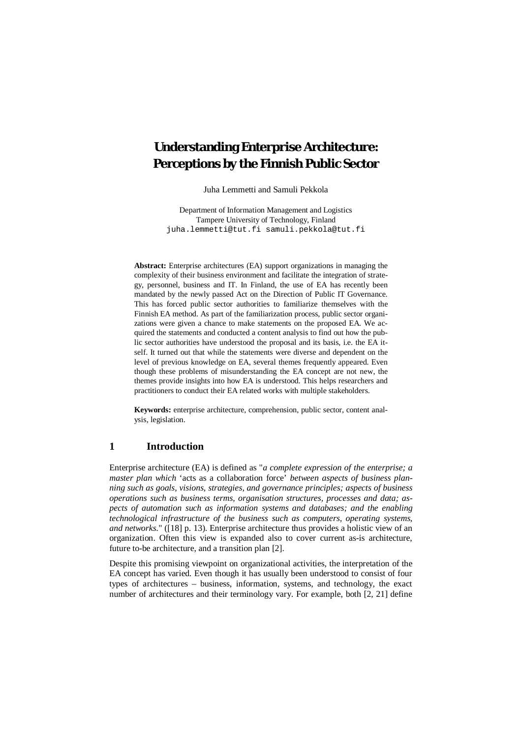# Understanding Enterprise Architecture: Perceptions by the Finnish Public Sector

Juha Lemmetti and Samuli Pekkola

Department of Information Management and Logistics
Tampere University of Technology, Finland
juha.lemmetti@tut.fi samuli.pekkola@tut.fi

**Abstract:** Enterprise architectures (EA) support organizations in managing the complexity of their business environment and facilitate the integration of strategy, personnel, business and IT. In Finland, the use of EA has recently been mandated by the newly passed Act on the Direction of Public IT Governance. This has forced public sector authorities to familiarize themselves with the Finnish EA method. As part of the familiarization process, public sector organizations were given a chance to make statements on the proposed EA. We acquired the statements and conducted a content analysis to find out how the public sector authorities have understood the proposal and its basis, i.e. the EA itself. It turned out that while the statements were diverse and dependent on the level of previous knowledge on EA, several themes frequently appeared. Even though these problems of misunderstanding the EA concept are not new, the themes provide insights into how EA is understood. This helps researchers and practitioners to conduct their EA related works with multiple stakeholders.

**Keywords:** enterprise architecture, comprehension, public sector, content analysis, legislation.

## 1 Introduction

Enterprise architecture (EA) is defined as "*a complete expression of the enterprise; a master plan which* 'acts as a collaboration force' *between aspects of business planning such as goals, visions, strategies, and governance principles; aspects of business operations such as business terms, organisation structures, processes and data; aspects of automation such as information systems and databases; and the enabling technological infrastructure of the business such as computers, operating systems, and networks.*" ([18] p. 13). Enterprise architecture thus provides a holistic view of an organization. Often this view is expanded also to cover current as-is architecture, future to-be architecture, and a transition plan [2].

Despite this promising viewpoint on organizational activities, the interpretation of the EA concept has varied. Even though it has usually been understood to consist of four types of architectures – business, information, systems, and technology, the exact number of architectures and their terminology vary. For example, both [2, 21] define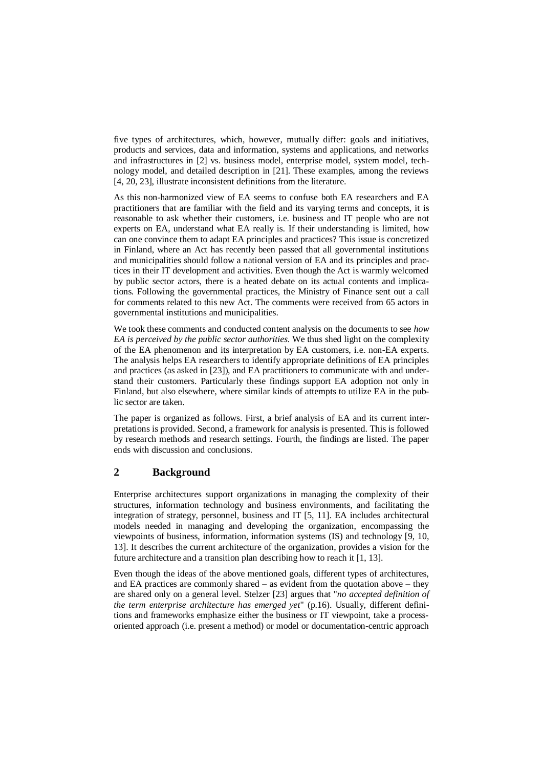five types of architectures, which, however, mutually differ: goals and initiatives, products and services, data and information, systems and applications, and networks and infrastructures in [2] vs. business model, enterprise model, system model, technology model, and detailed description in [21]. These examples, among the reviews [4, 20, 23], illustrate inconsistent definitions from the literature.

As this non-harmonized view of EA seems to confuse both EA researchers and EA practitioners that are familiar with the field and its varying terms and concepts, it is reasonable to ask whether their customers, i.e. business and IT people who are not experts on EA, understand what EA really is. If their understanding is limited, how can one convince them to adapt EA principles and practices? This issue is concretized in Finland, where an Act has recently been passed that all governmental institutions and municipalities should follow a national version of EA and its principles and practices in their IT development and activities. Even though the Act is warmly welcomed by public sector actors, there is a heated debate on its actual contents and implications. Following the governmental practices, the Ministry of Finance sent out a call for comments related to this new Act. The comments were received from 65 actors in governmental institutions and municipalities.

We took these comments and conducted content analysis on the documents to see *how EA is perceived by the public sector authorities*. We thus shed light on the complexity of the EA phenomenon and its interpretation by EA customers, i.e. non-EA experts. The analysis helps EA researchers to identify appropriate definitions of EA principles and practices (as asked in [23]), and EA practitioners to communicate with and understand their customers. Particularly these findings support EA adoption not only in Finland, but also elsewhere, where similar kinds of attempts to utilize EA in the public sector are taken.

The paper is organized as follows. First, a brief analysis of EA and its current interpretations is provided. Second, a framework for analysis is presented. This is followed by research methods and research settings. Fourth, the findings are listed. The paper ends with discussion and conclusions.

## 2 Background

Enterprise architectures support organizations in managing the complexity of their structures, information technology and business environments, and facilitating the integration of strategy, personnel, business and IT [5, 11]. EA includes architectural models needed in managing and developing the organization, encompassing the viewpoints of business, information, information systems (IS) and technology [9, 10, 13]. It describes the current architecture of the organization, provides a vision for the future architecture and a transition plan describing how to reach it [1, 13].

Even though the ideas of the above mentioned goals, different types of architectures, and EA practices are commonly shared – as evident from the quotation above – they are shared only on a general level. Stelzer [23] argues that "*no accepted definition of the term enterprise architecture has emerged yet*" (p.16). Usually, different definitions and frameworks emphasize either the business or IT viewpoint, take a process-oriented approach (i.e. present a method) or model or documentation-centric approach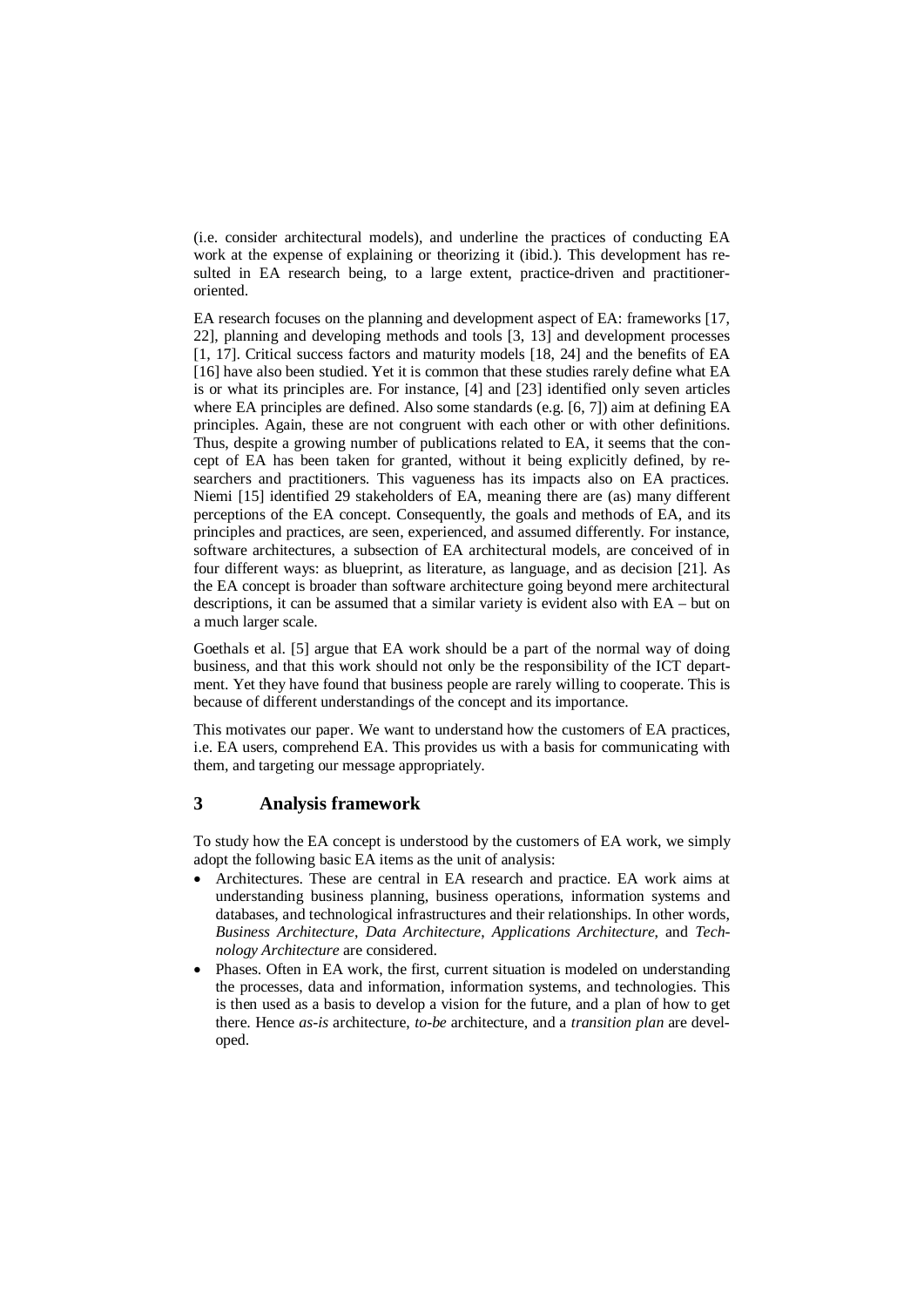(i.e. consider architectural models), and underline the practices of conducting EA work at the expense of explaining or theorizing it (ibid.). This development has resulted in EA research being, to a large extent, practice-driven and practitioner-oriented.

EA research focuses on the planning and development aspect of EA: frameworks [17, 22], planning and developing methods and tools [3, 13] and development processes [1, 17]. Critical success factors and maturity models [18, 24] and the benefits of EA [16] have also been studied. Yet it is common that these studies rarely define what EA is or what its principles are. For instance, [4] and [23] identified only seven articles where EA principles are defined. Also some standards (e.g. [6, 7]) aim at defining EA principles. Again, these are not congruent with each other or with other definitions. Thus, despite a growing number of publications related to EA, it seems that the concept of EA has been taken for granted, without it being explicitly defined, by researchers and practitioners. This vagueness has its impacts also on EA practices. Niemi [15] identified 29 stakeholders of EA, meaning there are (as) many different perceptions of the EA concept. Consequently, the goals and methods of EA, and its principles and practices, are seen, experienced, and assumed differently. For instance, software architectures, a subsection of EA architectural models, are conceived of in four different ways: as blueprint, as literature, as language, and as decision [21]. As the EA concept is broader than software architecture going beyond mere architectural descriptions, it can be assumed that a similar variety is evident also with EA – but on a much larger scale.

Goethals et al. [5] argue that EA work should be a part of the normal way of doing business, and that this work should not only be the responsibility of the ICT department. Yet they have found that business people are rarely willing to cooperate. This is because of different understandings of the concept and its importance.

This motivates our paper. We want to understand how the customers of EA practices, i.e. EA users, comprehend EA. This provides us with a basis for communicating with them, and targeting our message appropriately.

## 3 Analysis framework

To study how the EA concept is understood by the customers of EA work, we simply adopt the following basic EA items as the unit of analysis:

- Architectures. These are central in EA research and practice. EA work aims at understanding business planning, business operations, information systems and databases, and technological infrastructures and their relationships. In other words, *Business Architecture*, *Data Architecture*, *Applications Architecture*, and *Technology Architecture* are considered.
- Phases. Often in EA work, the first, current situation is modeled on understanding the processes, data and information, information systems, and technologies. This is then used as a basis to develop a vision for the future, and a plan of how to get there. Hence *as-is* architecture, *to-be* architecture, and a *transition plan* are developed.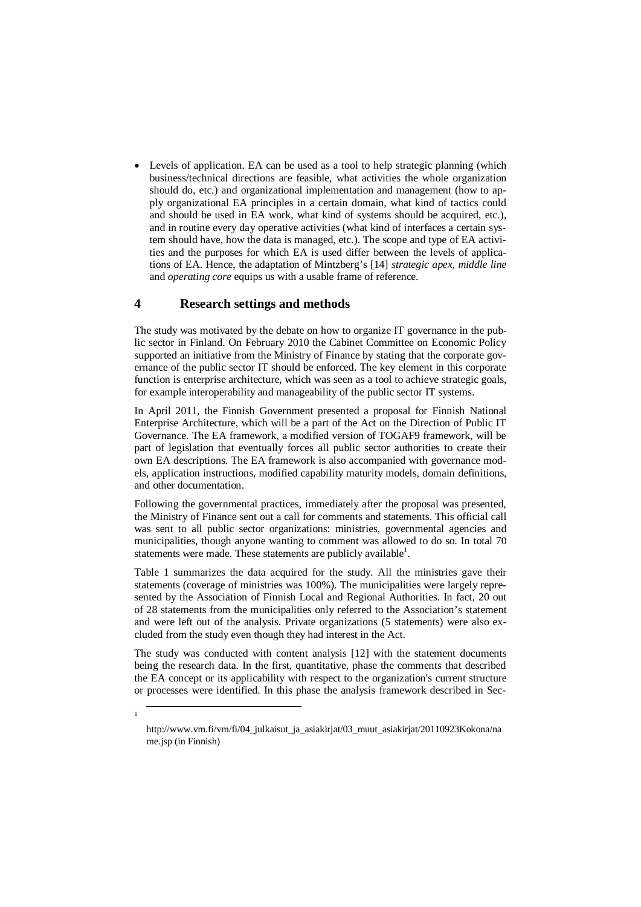- Levels of application. EA can be used as a tool to help strategic planning (which business/technical directions are feasible, what activities the whole organization should do, etc.) and organizational implementation and management (how to apply organizational EA principles in a certain domain, what kind of tactics could and should be used in EA work, what kind of systems should be acquired, etc.), and in routine every day operative activities (what kind of interfaces a certain system should have, how the data is managed, etc.). The scope and type of EA activities and the purposes for which EA is used differ between the levels of applications of EA. Hence, the adaptation of Mintzberg's [14] *strategic apex*, *middle line* and *operating core* equips us with a usable frame of reference.

## 4 Research settings and methods

The study was motivated by the debate on how to organize IT governance in the public sector in Finland. On February 2010 the Cabinet Committee on Economic Policy supported an initiative from the Ministry of Finance by stating that the corporate governance of the public sector IT should be enforced. The key element in this corporate function is enterprise architecture, which was seen as a tool to achieve strategic goals, for example interoperability and manageability of the public sector IT systems.

In April 2011, the Finnish Government presented a proposal for Finnish National Enterprise Architecture, which will be a part of the Act on the Direction of Public IT Governance. The EA framework, a modified version of TOGAF9 framework, will be part of legislation that eventually forces all public sector authorities to create their own EA descriptions. The EA framework is also accompanied with governance models, application instructions, modified capability maturity models, domain definitions, and other documentation.

Following the governmental practices, immediately after the proposal was presented, the Ministry of Finance sent out a call for comments and statements. This official call was sent to all public sector organizations: ministries, governmental agencies and municipalities, though anyone wanting to comment was allowed to do so. In total 70 statements were made. These statements are publicly available[1].

Table 1 summarizes the data acquired for the study. All the ministries gave their statements (coverage of ministries was 100%). The municipalities were largely represented by the Association of Finnish Local and Regional Authorities. In fact, 20 out of 28 statements from the municipalities only referred to the Association's statement and were left out of the analysis. Private organizations (5 statements) were also excluded from the study even though they had interest in the Act.

The study was conducted with content analysis [12] with the statement documents being the research data. In the first, quantitative, phase the comments that described the EA concept or its applicability with respect to the organization's current structure or processes were identified. In this phase the analysis framework described in Sec-

---

[1] http://www.vm.fi/vm/fi/04_julkaisut_ja_asiakirjat/03_muut_asiakirjat/20110923Kokona/name.jsp (in Finnish)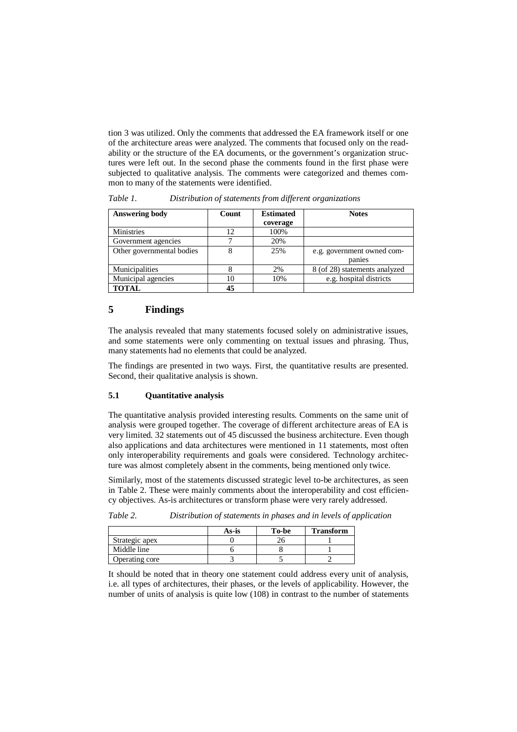tion 3 was utilized. Only the comments that addressed the EA framework itself or one of the architecture areas were analyzed. The comments that focused only on the readability or the structure of the EA documents, or the government's organization structures were left out. In the second phase the comments found in the first phase were subjected to qualitative analysis. The comments were categorized and themes common to many of the statements were identified.

*Table 1. Distribution of statements from different organizations*

| Answering body | Count | Estimated coverage | Notes |
|---|---|---|---|
| Ministries | 12 | 100% | |
| Government agencies | 7 | 20% | |
| Other governmental bodies | 8 | 25% | e.g. government owned companies |
| Municipalities | 8 | 2% | 8 (of 28) statements analyzed |
| Municipal agencies | 10 | 10% | e.g. hospital districts |
| **TOTAL** | **45** | | |

## 5 Findings

The analysis revealed that many statements focused solely on administrative issues, and some statements were only commenting on textual issues and phrasing. Thus, many statements had no elements that could be analyzed.

The findings are presented in two ways. First, the quantitative results are presented. Second, their qualitative analysis is shown.

### 5.1 Quantitative analysis

The quantitative analysis provided interesting results. Comments on the same unit of analysis were grouped together. The coverage of different architecture areas of EA is very limited. 32 statements out of 45 discussed the business architecture. Even though also applications and data architectures were mentioned in 11 statements, most often only interoperability requirements and goals were considered. Technology architecture was almost completely absent in the comments, being mentioned only twice.

Similarly, most of the statements discussed strategic level to-be architectures, as seen in Table 2. These were mainly comments about the interoperability and cost efficiency objectives. As-is architectures or transform phase were very rarely addressed.

*Table 2. Distribution of statements in phases and in levels of application*

| | As-is | To-be | Transform |
|---|---|---|---|
| Strategic apex | 0 | 26 | 1 |
| Middle line | 6 | 8 | 1 |
| Operating core | 3 | 5 | 2 |

It should be noted that in theory one statement could address every unit of analysis, i.e. all types of architectures, their phases, or the levels of applicability. However, the number of units of analysis is quite low (108) in contrast to the number of statements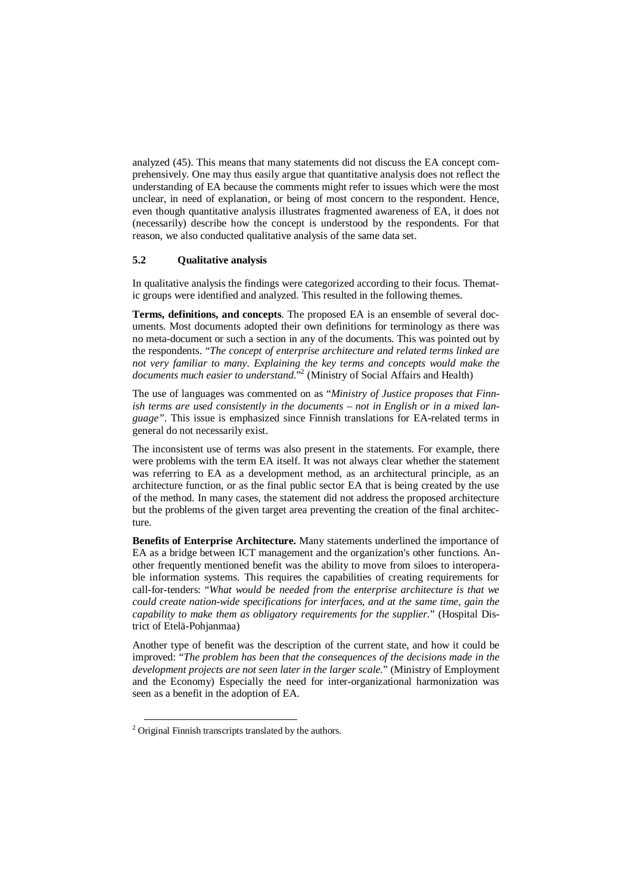analyzed (45). This means that many statements did not discuss the EA concept comprehensively. One may thus easily argue that quantitative analysis does not reflect the understanding of EA because the comments might refer to issues which were the most unclear, in need of explanation, or being of most concern to the respondent. Hence, even though quantitative analysis illustrates fragmented awareness of EA, it does not (necessarily) describe how the concept is understood by the respondents. For that reason, we also conducted qualitative analysis of the same data set.

### 5.2 Qualitative analysis

In qualitative analysis the findings were categorized according to their focus. Thematic groups were identified and analyzed. This resulted in the following themes.

**Terms, definitions, and concepts**. The proposed EA is an ensemble of several documents. Most documents adopted their own definitions for terminology as there was no meta-document or such a section in any of the documents. This was pointed out by the respondents. "*The concept of enterprise architecture and related terms linked are not very familiar to many. Explaining the key terms and concepts would make the documents much easier to understand.*"[2] (Ministry of Social Affairs and Health)

The use of languages was commented on as "*Ministry of Justice proposes that Finnish terms are used consistently in the documents – not in English or in a mixed language"*. This issue is emphasized since Finnish translations for EA-related terms in general do not necessarily exist.

The inconsistent use of terms was also present in the statements. For example, there were problems with the term EA itself. It was not always clear whether the statement was referring to EA as a development method, as an architectural principle, as an architecture function, or as the final public sector EA that is being created by the use of the method. In many cases, the statement did not address the proposed architecture but the problems of the given target area preventing the creation of the final architecture.

**Benefits of Enterprise Architecture.** Many statements underlined the importance of EA as a bridge between ICT management and the organization's other functions. Another frequently mentioned benefit was the ability to move from siloes to interoperable information systems. This requires the capabilities of creating requirements for call-for-tenders: "*What would be needed from the enterprise architecture is that we could create nation-wide specifications for interfaces, and at the same time, gain the capability to make them as obligatory requirements for the supplier.*" (Hospital District of Etelä-Pohjanmaa)

Another type of benefit was the description of the current state, and how it could be improved: "*The problem has been that the consequences of the decisions made in the development projects are not seen later in the larger scale.*" (Ministry of Employment and the Economy) Especially the need for inter-organizational harmonization was seen as a benefit in the adoption of EA.

[2] Original Finnish transcripts translated by the authors.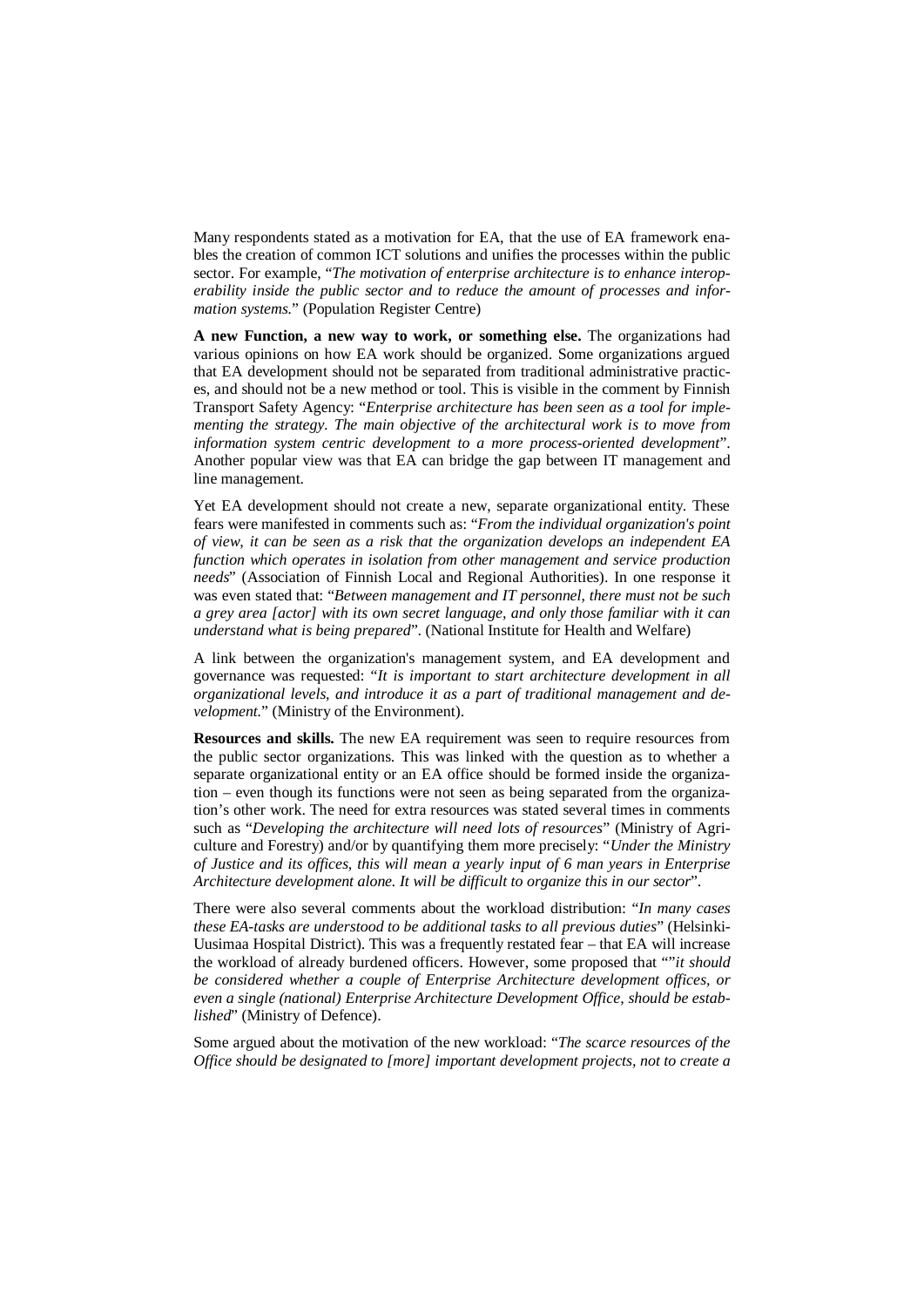Many respondents stated as a motivation for EA, that the use of EA framework enables the creation of common ICT solutions and unifies the processes within the public sector. For example, "*The motivation of enterprise architecture is to enhance interoperability inside the public sector and to reduce the amount of processes and information systems.*" (Population Register Centre)

**A new Function, a new way to work, or something else.** The organizations had various opinions on how EA work should be organized. Some organizations argued that EA development should not be separated from traditional administrative practices, and should not be a new method or tool. This is visible in the comment by Finnish Transport Safety Agency: "*Enterprise architecture has been seen as a tool for implementing the strategy. The main objective of the architectural work is to move from information system centric development to a more process-oriented development*". Another popular view was that EA can bridge the gap between IT management and line management.

Yet EA development should not create a new, separate organizational entity. These fears were manifested in comments such as: "*From the individual organization's point of view, it can be seen as a risk that the organization develops an independent EA function which operates in isolation from other management and service production needs*" (Association of Finnish Local and Regional Authorities). In one response it was even stated that: "*Between management and IT personnel, there must not be such a grey area [actor] with its own secret language, and only those familiar with it can understand what is being prepared*". (National Institute for Health and Welfare)

A link between the organization's management system, and EA development and governance was requested: "*It is important to start architecture development in all organizational levels, and introduce it as a part of traditional management and development.*" (Ministry of the Environment).

**Resources and skills.** The new EA requirement was seen to require resources from the public sector organizations. This was linked with the question as to whether a separate organizational entity or an EA office should be formed inside the organization – even though its functions were not seen as being separated from the organization's other work. The need for extra resources was stated several times in comments such as "*Developing the architecture will need lots of resources*" (Ministry of Agriculture and Forestry) and/or by quantifying them more precisely: "*Under the Ministry of Justice and its offices, this will mean a yearly input of 6 man years in Enterprise Architecture development alone. It will be difficult to organize this in our sector*".

There were also several comments about the workload distribution: "*In many cases these EA-tasks are understood to be additional tasks to all previous duties*" (Helsinki-Uusimaa Hospital District). This was a frequently restated fear – that EA will increase the workload of already burdened officers. However, some proposed that ""*it should be considered whether a couple of Enterprise Architecture development offices, or even a single (national) Enterprise Architecture Development Office, should be established*" (Ministry of Defence).

Some argued about the motivation of the new workload: "*The scarce resources of the Office should be designated to [more] important development projects, not to create a*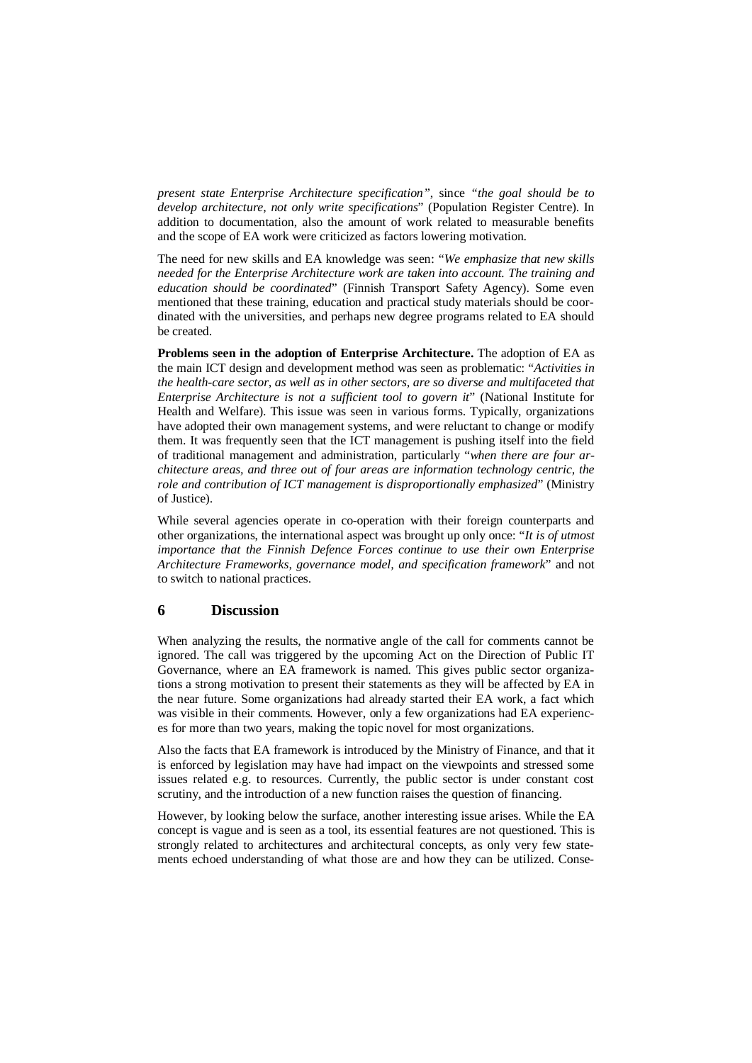*present state Enterprise Architecture specification"*, since *"the goal should be to develop architecture, not only write specifications*" (Population Register Centre). In addition to documentation, also the amount of work related to measurable benefits and the scope of EA work were criticized as factors lowering motivation.

The need for new skills and EA knowledge was seen: "*We emphasize that new skills needed for the Enterprise Architecture work are taken into account. The training and education should be coordinated*" (Finnish Transport Safety Agency). Some even mentioned that these training, education and practical study materials should be coordinated with the universities, and perhaps new degree programs related to EA should be created.

**Problems seen in the adoption of Enterprise Architecture.** The adoption of EA as the main ICT design and development method was seen as problematic: "*Activities in the health-care sector, as well as in other sectors, are so diverse and multifaceted that Enterprise Architecture is not a sufficient tool to govern it*" (National Institute for Health and Welfare). This issue was seen in various forms. Typically, organizations have adopted their own management systems, and were reluctant to change or modify them. It was frequently seen that the ICT management is pushing itself into the field of traditional management and administration, particularly "*when there are four architecture areas, and three out of four areas are information technology centric, the role and contribution of ICT management is disproportionally emphasized*" (Ministry of Justice).

While several agencies operate in co-operation with their foreign counterparts and other organizations, the international aspect was brought up only once: "*It is of utmost importance that the Finnish Defence Forces continue to use their own Enterprise Architecture Frameworks, governance model, and specification framework*" and not to switch to national practices.

## 6 Discussion

When analyzing the results, the normative angle of the call for comments cannot be ignored. The call was triggered by the upcoming Act on the Direction of Public IT Governance, where an EA framework is named. This gives public sector organizations a strong motivation to present their statements as they will be affected by EA in the near future. Some organizations had already started their EA work, a fact which was visible in their comments. However, only a few organizations had EA experiences for more than two years, making the topic novel for most organizations.

Also the facts that EA framework is introduced by the Ministry of Finance, and that it is enforced by legislation may have had impact on the viewpoints and stressed some issues related e.g. to resources. Currently, the public sector is under constant cost scrutiny, and the introduction of a new function raises the question of financing.

However, by looking below the surface, another interesting issue arises. While the EA concept is vague and is seen as a tool, its essential features are not questioned. This is strongly related to architectures and architectural concepts, as only very few statements echoed understanding of what those are and how they can be utilized. Conse-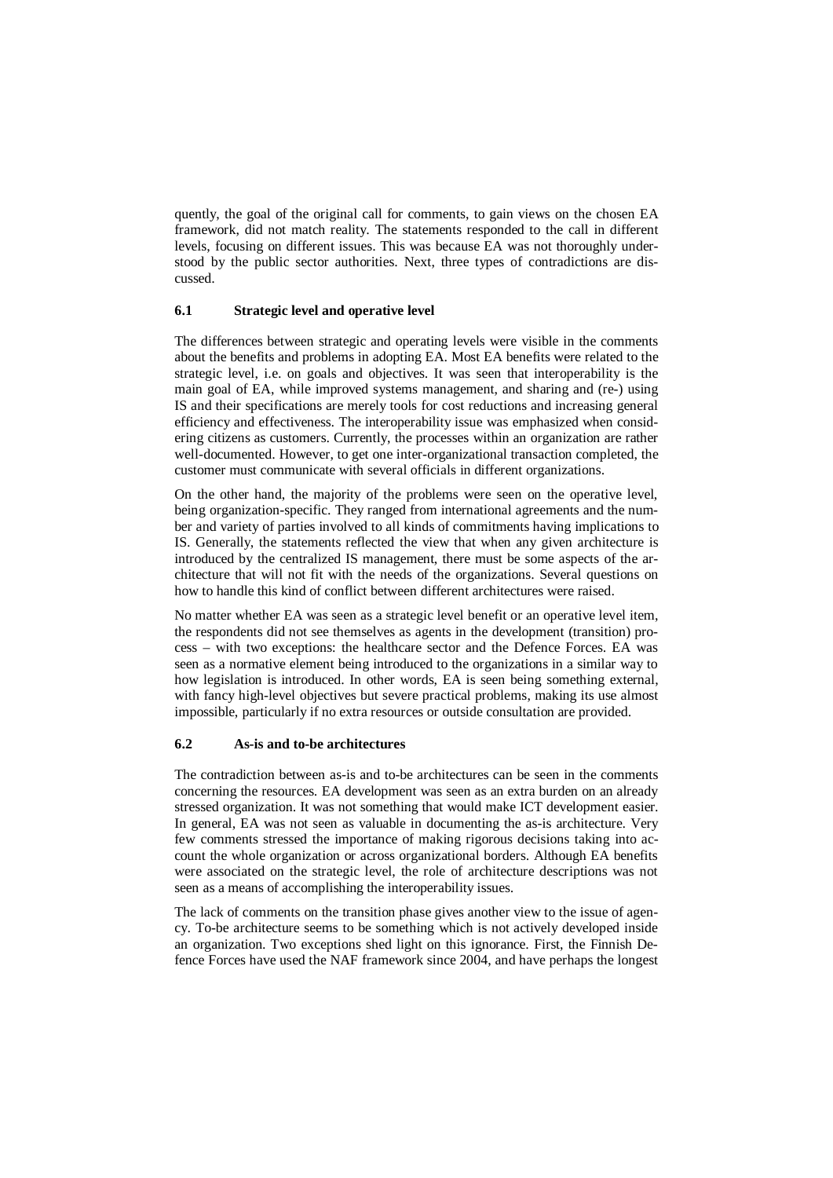quently, the goal of the original call for comments, to gain views on the chosen EA framework, did not match reality. The statements responded to the call in different levels, focusing on different issues. This was because EA was not thoroughly understood by the public sector authorities. Next, three types of contradictions are discussed.

### 6.1 Strategic level and operative level

The differences between strategic and operating levels were visible in the comments about the benefits and problems in adopting EA. Most EA benefits were related to the strategic level, i.e. on goals and objectives. It was seen that interoperability is the main goal of EA, while improved systems management, and sharing and (re-) using IS and their specifications are merely tools for cost reductions and increasing general efficiency and effectiveness. The interoperability issue was emphasized when considering citizens as customers. Currently, the processes within an organization are rather well-documented. However, to get one inter-organizational transaction completed, the customer must communicate with several officials in different organizations.

On the other hand, the majority of the problems were seen on the operative level, being organization-specific. They ranged from international agreements and the number and variety of parties involved to all kinds of commitments having implications to IS. Generally, the statements reflected the view that when any given architecture is introduced by the centralized IS management, there must be some aspects of the architecture that will not fit with the needs of the organizations. Several questions on how to handle this kind of conflict between different architectures were raised.

No matter whether EA was seen as a strategic level benefit or an operative level item, the respondents did not see themselves as agents in the development (transition) process – with two exceptions: the healthcare sector and the Defence Forces. EA was seen as a normative element being introduced to the organizations in a similar way to how legislation is introduced. In other words, EA is seen being something external, with fancy high-level objectives but severe practical problems, making its use almost impossible, particularly if no extra resources or outside consultation are provided.

### 6.2 As-is and to-be architectures

The contradiction between as-is and to-be architectures can be seen in the comments concerning the resources. EA development was seen as an extra burden on an already stressed organization. It was not something that would make ICT development easier. In general, EA was not seen as valuable in documenting the as-is architecture. Very few comments stressed the importance of making rigorous decisions taking into account the whole organization or across organizational borders. Although EA benefits were associated on the strategic level, the role of architecture descriptions was not seen as a means of accomplishing the interoperability issues.

The lack of comments on the transition phase gives another view to the issue of agency. To-be architecture seems to be something which is not actively developed inside an organization. Two exceptions shed light on this ignorance. First, the Finnish Defence Forces have used the NAF framework since 2004, and have perhaps the longest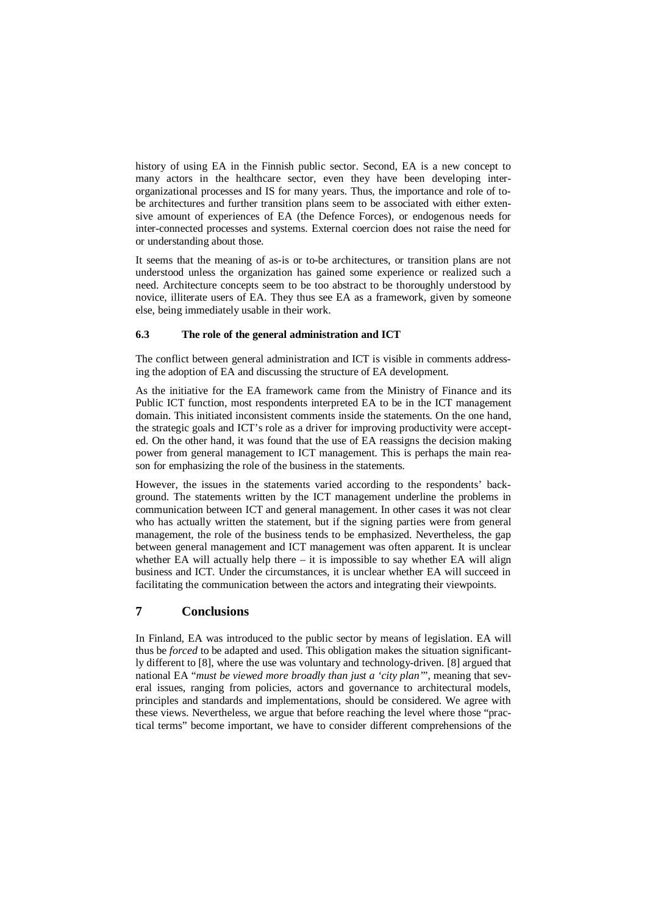history of using EA in the Finnish public sector. Second, EA is a new concept to many actors in the healthcare sector, even they have been developing inter-organizational processes and IS for many years. Thus, the importance and role of to-be architectures and further transition plans seem to be associated with either extensive amount of experiences of EA (the Defence Forces), or endogenous needs for inter-connected processes and systems. External coercion does not raise the need for or understanding about those.

It seems that the meaning of as-is or to-be architectures, or transition plans are not understood unless the organization has gained some experience or realized such a need. Architecture concepts seem to be too abstract to be thoroughly understood by novice, illiterate users of EA. They thus see EA as a framework, given by someone else, being immediately usable in their work.

### 6.3 The role of the general administration and ICT

The conflict between general administration and ICT is visible in comments addressing the adoption of EA and discussing the structure of EA development.

As the initiative for the EA framework came from the Ministry of Finance and its Public ICT function, most respondents interpreted EA to be in the ICT management domain. This initiated inconsistent comments inside the statements. On the one hand, the strategic goals and ICT's role as a driver for improving productivity were accepted. On the other hand, it was found that the use of EA reassigns the decision making power from general management to ICT management. This is perhaps the main reason for emphasizing the role of the business in the statements.

However, the issues in the statements varied according to the respondents' background. The statements written by the ICT management underline the problems in communication between ICT and general management. In other cases it was not clear who has actually written the statement, but if the signing parties were from general management, the role of the business tends to be emphasized. Nevertheless, the gap between general management and ICT management was often apparent. It is unclear whether EA will actually help there – it is impossible to say whether EA will align business and ICT. Under the circumstances, it is unclear whether EA will succeed in facilitating the communication between the actors and integrating their viewpoints.

## 7 Conclusions

In Finland, EA was introduced to the public sector by means of legislation. EA will thus be *forced* to be adapted and used. This obligation makes the situation significantly different to [8], where the use was voluntary and technology-driven. [8] argued that national EA "*must be viewed more broadly than just a 'city plan'*", meaning that several issues, ranging from policies, actors and governance to architectural models, principles and standards and implementations, should be considered. We agree with these views. Nevertheless, we argue that before reaching the level where those "practical terms" become important, we have to consider different comprehensions of the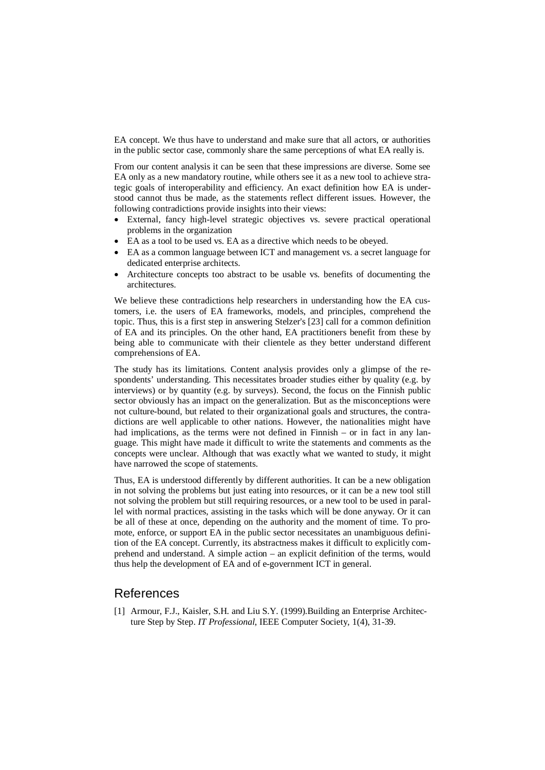EA concept. We thus have to understand and make sure that all actors, or authorities in the public sector case, commonly share the same perceptions of what EA really is.

From our content analysis it can be seen that these impressions are diverse. Some see EA only as a new mandatory routine, while others see it as a new tool to achieve strategic goals of interoperability and efficiency. An exact definition how EA is understood cannot thus be made, as the statements reflect different issues. However, the following contradictions provide insights into their views:

- External, fancy high-level strategic objectives vs. severe practical operational problems in the organization
- EA as a tool to be used vs. EA as a directive which needs to be obeyed.
- EA as a common language between ICT and management vs. a secret language for dedicated enterprise architects.
- Architecture concepts too abstract to be usable vs. benefits of documenting the architectures.

We believe these contradictions help researchers in understanding how the EA customers, i.e. the users of EA frameworks, models, and principles, comprehend the topic. Thus, this is a first step in answering Stelzer's [23] call for a common definition of EA and its principles. On the other hand, EA practitioners benefit from these by being able to communicate with their clientele as they better understand different comprehensions of EA.

The study has its limitations. Content analysis provides only a glimpse of the respondents' understanding. This necessitates broader studies either by quality (e.g. by interviews) or by quantity (e.g. by surveys). Second, the focus on the Finnish public sector obviously has an impact on the generalization. But as the misconceptions were not culture-bound, but related to their organizational goals and structures, the contradictions are well applicable to other nations. However, the nationalities might have had implications, as the terms were not defined in Finnish – or in fact in any language. This might have made it difficult to write the statements and comments as the concepts were unclear. Although that was exactly what we wanted to study, it might have narrowed the scope of statements.

Thus, EA is understood differently by different authorities. It can be a new obligation in not solving the problems but just eating into resources, or it can be a new tool still not solving the problem but still requiring resources, or a new tool to be used in parallel with normal practices, assisting in the tasks which will be done anyway. Or it can be all of these at once, depending on the authority and the moment of time. To promote, enforce, or support EA in the public sector necessitates an unambiguous definition of the EA concept. Currently, its abstractness makes it difficult to explicitly comprehend and understand. A simple action – an explicit definition of the terms, would thus help the development of EA and of e-government ICT in general.

## References

[1] Armour, F.J., Kaisler, S.H. and Liu S.Y. (1999).Building an Enterprise Architecture Step by Step. *IT Professional*, IEEE Computer Society, 1(4), 31-39.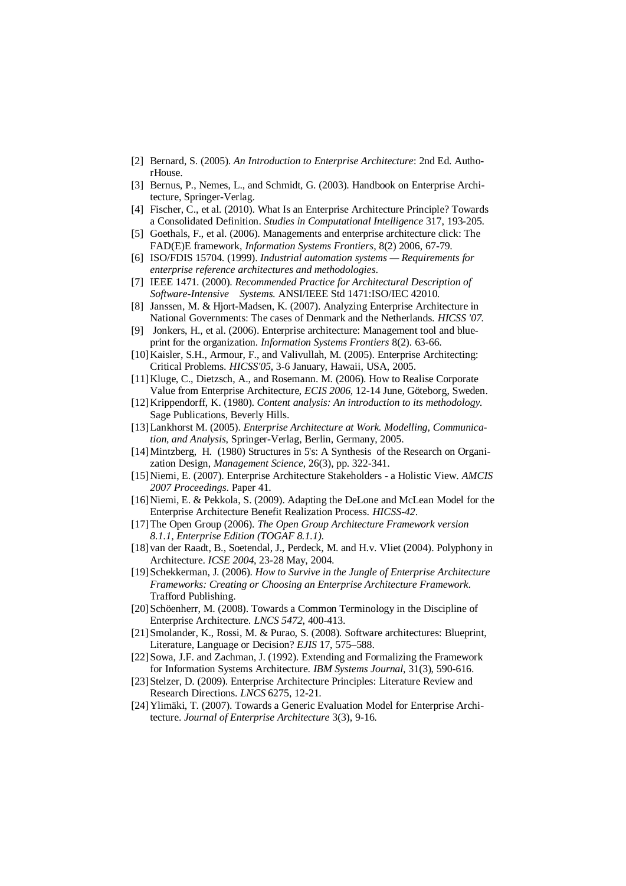[2] Bernard, S. (2005). *An Introduction to Enterprise Architecture*: 2nd Ed. AuthorHouse.

[3] Bernus, P., Nemes, L., and Schmidt, G. (2003). Handbook on Enterprise Architecture, Springer-Verlag.

[4] Fischer, C., et al. (2010). What Is an Enterprise Architecture Principle? Towards a Consolidated Definition. *Studies in Computational Intelligence* 317, 193-205.

[5] Goethals, F., et al. (2006). Managements and enterprise architecture click: The FAD(E)E framework, *Information Systems Frontiers*, 8(2) 2006, 67-79.

[6] ISO/FDIS 15704. (1999). *Industrial automation systems — Requirements for enterprise reference architectures and methodologies*.

[7] IEEE 1471. (2000). *Recommended Practice for Architectural Description of Software-Intensive Systems.* ANSI/IEEE Std 1471:ISO/IEC 42010.

[8] Janssen, M. & Hjort-Madsen, K. (2007). Analyzing Enterprise Architecture in National Governments: The cases of Denmark and the Netherlands. *HICSS '07.*

[9] Jonkers, H., et al. (2006). Enterprise architecture: Management tool and blueprint for the organization. *Information Systems Frontiers* 8(2). 63-66.

[10] Kaisler, S.H., Armour, F., and Valivullah, M. (2005). Enterprise Architecting: Critical Problems. *HICSS'05*, 3-6 January, Hawaii, USA, 2005.

[11] Kluge, C., Dietzsch, A., and Rosemann. M. (2006). How to Realise Corporate Value from Enterprise Architecture, *ECIS 2006*, 12-14 June, Göteborg, Sweden.

[12] Krippendorff, K. (1980). *Content analysis: An introduction to its methodology.* Sage Publications, Beverly Hills.

[13] Lankhorst M. (2005). *Enterprise Architecture at Work. Modelling, Communication, and Analysis*, Springer-Verlag, Berlin, Germany, 2005.

[14] Mintzberg, H. (1980) Structures in 5's: A Synthesis of the Research on Organization Design, *Management Science*, 26(3), pp. 322-341.

[15] Niemi, E. (2007). Enterprise Architecture Stakeholders - a Holistic View. *AMCIS 2007 Proceedings*. Paper 41.

[16] Niemi, E. & Pekkola, S. (2009). Adapting the DeLone and McLean Model for the Enterprise Architecture Benefit Realization Process. *HICSS-42*.

[17] The Open Group (2006). *The Open Group Architecture Framework version 8.1.1, Enterprise Edition (TOGAF 8.1.1).*

[18] van der Raadt, B., Soetendal, J., Perdeck, M. and H.v. Vliet (2004). Polyphony in Architecture. *ICSE 2004*, 23-28 May, 2004.

[19] Schekkerman, J. (2006). *How to Survive in the Jungle of Enterprise Architecture Frameworks: Creating or Choosing an Enterprise Architecture Framework*. Trafford Publishing.

[20] Schöenherr, M. (2008). Towards a Common Terminology in the Discipline of Enterprise Architecture. *LNCS 5472*, 400-413.

[21] Smolander, K., Rossi, M. & Purao, S. (2008). Software architectures: Blueprint, Literature, Language or Decision? *EJIS* 17, 575–588.

[22] Sowa, J.F. and Zachman, J. (1992). Extending and Formalizing the Framework for Information Systems Architecture. *IBM Systems Journal*, 31(3), 590-616.

[23] Stelzer, D. (2009). Enterprise Architecture Principles: Literature Review and Research Directions. *LNCS* 6275, 12-21.

[24] Ylimäki, T. (2007). Towards a Generic Evaluation Model for Enterprise Architecture. *Journal of Enterprise Architecture* 3(3), 9-16.